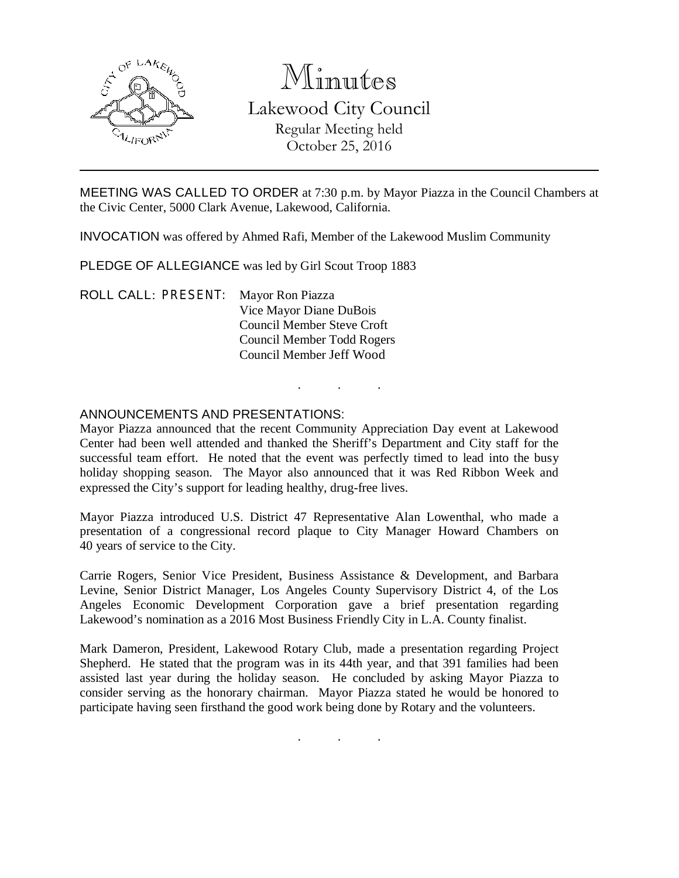# Minutes

## Lakewood City Council

Regular Meeting held
October 25, 2016

---

MEETING WAS CALLED TO ORDER at 7:30 p.m. by Mayor Piazza in the Council Chambers at the Civic Center, 5000 Clark Avenue, Lakewood, California.

INVOCATION was offered by Ahmed Rafi, Member of the Lakewood Muslim Community

PLEDGE OF ALLEGIANCE was led by Girl Scout Troop 1883

ROLL CALL: PRESENT: Mayor Ron Piazza
Vice Mayor Diane DuBois
Council Member Steve Croft
Council Member Todd Rogers
Council Member Jeff Wood

. . .

ANNOUNCEMENTS AND PRESENTATIONS:

Mayor Piazza announced that the recent Community Appreciation Day event at Lakewood Center had been well attended and thanked the Sheriff's Department and City staff for the successful team effort. He noted that the event was perfectly timed to lead into the busy holiday shopping season. The Mayor also announced that it was Red Ribbon Week and expressed the City's support for leading healthy, drug-free lives.

Mayor Piazza introduced U.S. District 47 Representative Alan Lowenthal, who made a presentation of a congressional record plaque to City Manager Howard Chambers on 40 years of service to the City.

Carrie Rogers, Senior Vice President, Business Assistance & Development, and Barbara Levine, Senior District Manager, Los Angeles County Supervisory District 4, of the Los Angeles Economic Development Corporation gave a brief presentation regarding Lakewood's nomination as a 2016 Most Business Friendly City in L.A. County finalist.

Mark Dameron, President, Lakewood Rotary Club, made a presentation regarding Project Shepherd. He stated that the program was in its 44th year, and that 391 families had been assisted last year during the holiday season. He concluded by asking Mayor Piazza to consider serving as the honorary chairman. Mayor Piazza stated he would be honored to participate having seen firsthand the good work being done by Rotary and the volunteers.

. . .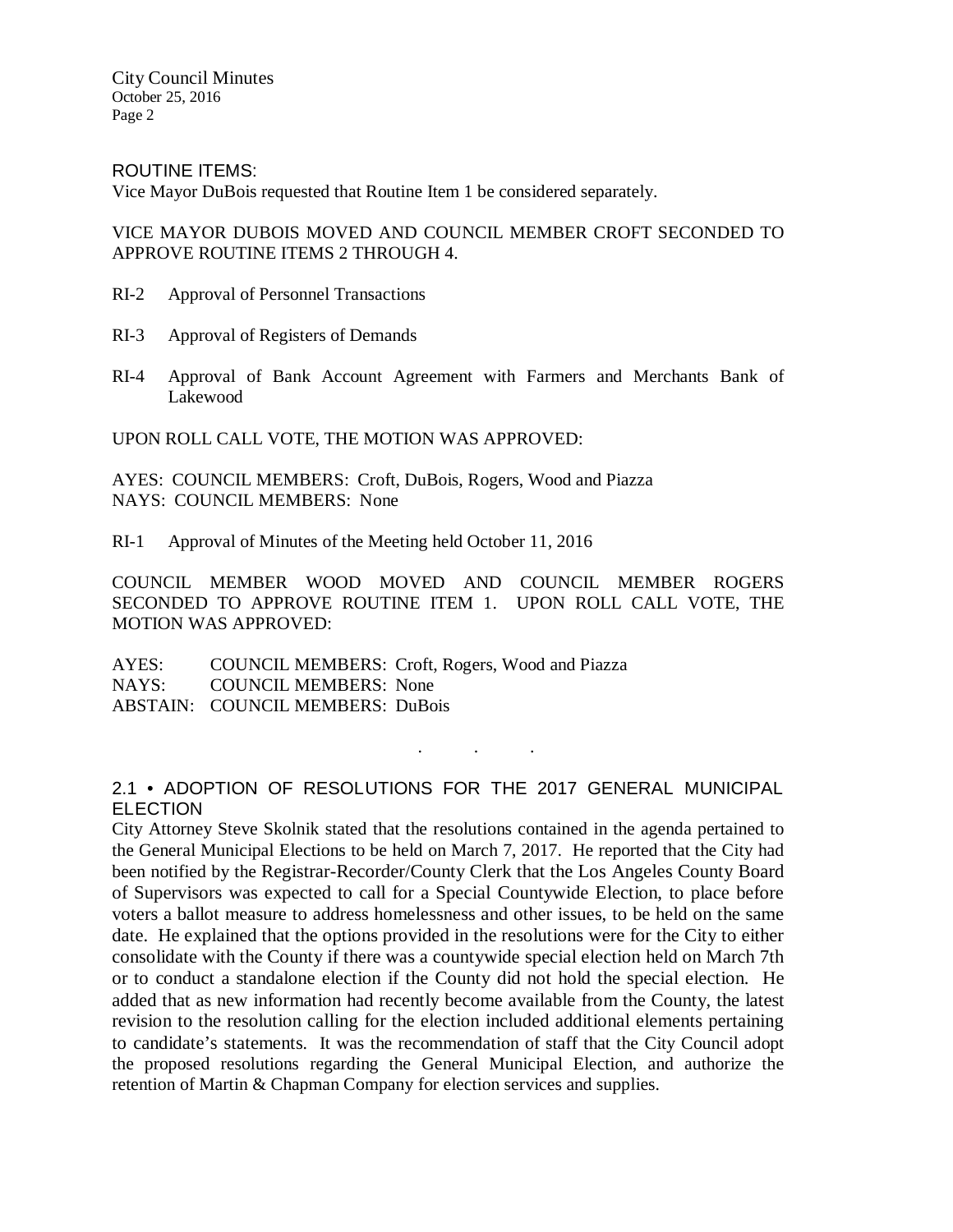ROUTINE ITEMS:
Vice Mayor DuBois requested that Routine Item 1 be considered separately.

VICE MAYOR DUBOIS MOVED AND COUNCIL MEMBER CROFT SECONDED TO APPROVE ROUTINE ITEMS 2 THROUGH 4.

RI-2 Approval of Personnel Transactions

RI-3 Approval of Registers of Demands

RI-4 Approval of Bank Account Agreement with Farmers and Merchants Bank of Lakewood

UPON ROLL CALL VOTE, THE MOTION WAS APPROVED:

AYES: COUNCIL MEMBERS: Croft, DuBois, Rogers, Wood and Piazza
NAYS: COUNCIL MEMBERS: None

RI-1 Approval of Minutes of the Meeting held October 11, 2016

COUNCIL MEMBER WOOD MOVED AND COUNCIL MEMBER ROGERS SECONDED TO APPROVE ROUTINE ITEM 1. UPON ROLL CALL VOTE, THE MOTION WAS APPROVED:

AYES: COUNCIL MEMBERS: Croft, Rogers, Wood and Piazza
NAYS: COUNCIL MEMBERS: None
ABSTAIN: COUNCIL MEMBERS: DuBois

. . .

2.1 • ADOPTION OF RESOLUTIONS FOR THE 2017 GENERAL MUNICIPAL ELECTION

City Attorney Steve Skolnik stated that the resolutions contained in the agenda pertained to the General Municipal Elections to be held on March 7, 2017. He reported that the City had been notified by the Registrar-Recorder/County Clerk that the Los Angeles County Board of Supervisors was expected to call for a Special Countywide Election, to place before voters a ballot measure to address homelessness and other issues, to be held on the same date. He explained that the options provided in the resolutions were for the City to either consolidate with the County if there was a countywide special election held on March 7th or to conduct a standalone election if the County did not hold the special election. He added that as new information had recently become available from the County, the latest revision to the resolution calling for the election included additional elements pertaining to candidate's statements. It was the recommendation of staff that the City Council adopt the proposed resolutions regarding the General Municipal Election, and authorize the retention of Martin & Chapman Company for election services and supplies.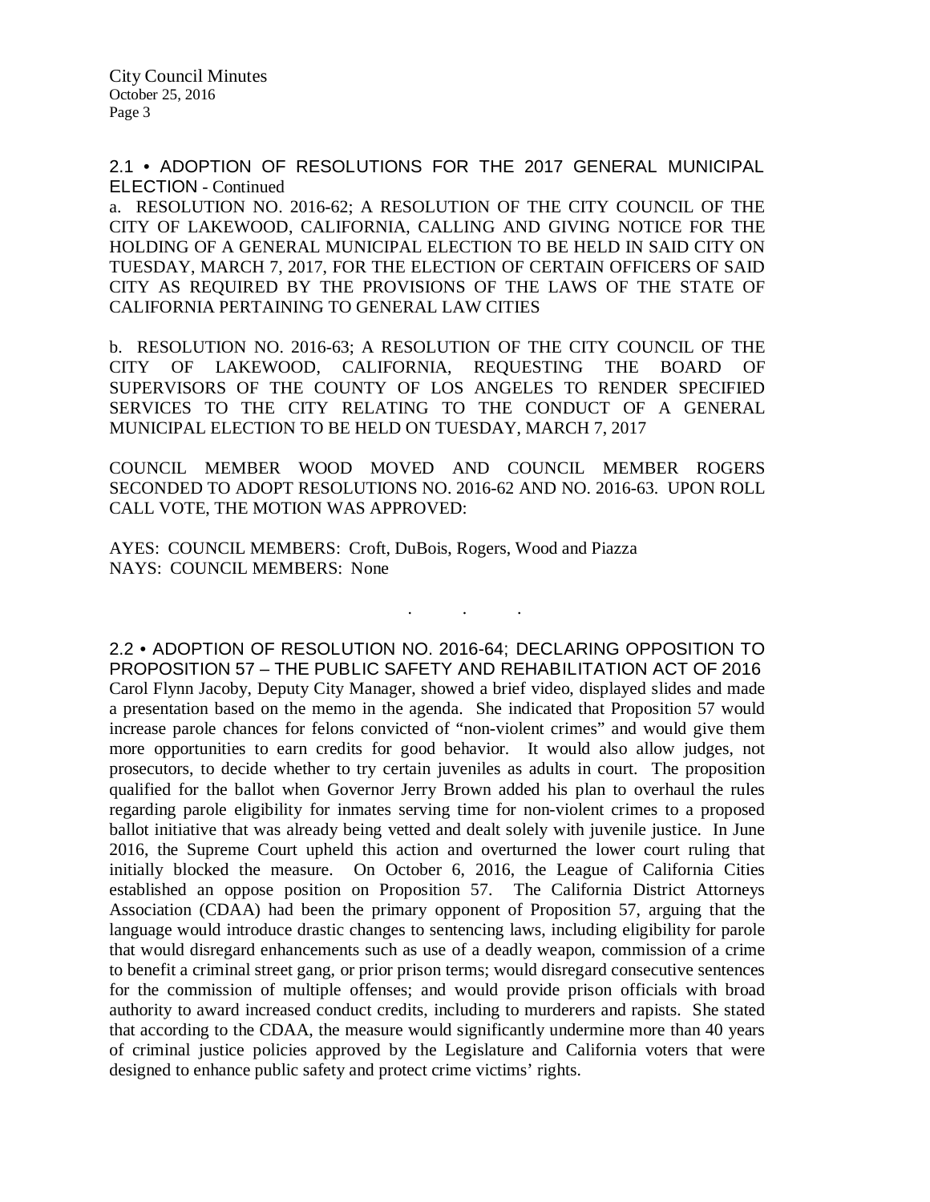## 2.1 • ADOPTION OF RESOLUTIONS FOR THE 2017 GENERAL MUNICIPAL ELECTION - Continued

a. RESOLUTION NO. 2016-62; A RESOLUTION OF THE CITY COUNCIL OF THE CITY OF LAKEWOOD, CALIFORNIA, CALLING AND GIVING NOTICE FOR THE HOLDING OF A GENERAL MUNICIPAL ELECTION TO BE HELD IN SAID CITY ON TUESDAY, MARCH 7, 2017, FOR THE ELECTION OF CERTAIN OFFICERS OF SAID CITY AS REQUIRED BY THE PROVISIONS OF THE LAWS OF THE STATE OF CALIFORNIA PERTAINING TO GENERAL LAW CITIES

b. RESOLUTION NO. 2016-63; A RESOLUTION OF THE CITY COUNCIL OF THE CITY OF LAKEWOOD, CALIFORNIA, REQUESTING THE BOARD OF SUPERVISORS OF THE COUNTY OF LOS ANGELES TO RENDER SPECIFIED SERVICES TO THE CITY RELATING TO THE CONDUCT OF A GENERAL MUNICIPAL ELECTION TO BE HELD ON TUESDAY, MARCH 7, 2017

COUNCIL MEMBER WOOD MOVED AND COUNCIL MEMBER ROGERS SECONDED TO ADOPT RESOLUTIONS NO. 2016-62 AND NO. 2016-63. UPON ROLL CALL VOTE, THE MOTION WAS APPROVED:

AYES: COUNCIL MEMBERS: Croft, DuBois, Rogers, Wood and Piazza
NAYS: COUNCIL MEMBERS: None

. . .

## 2.2 • ADOPTION OF RESOLUTION NO. 2016-64; DECLARING OPPOSITION TO PROPOSITION 57 – THE PUBLIC SAFETY AND REHABILITATION ACT OF 2016

Carol Flynn Jacoby, Deputy City Manager, showed a brief video, displayed slides and made a presentation based on the memo in the agenda. She indicated that Proposition 57 would increase parole chances for felons convicted of "non-violent crimes" and would give them more opportunities to earn credits for good behavior. It would also allow judges, not prosecutors, to decide whether to try certain juveniles as adults in court. The proposition qualified for the ballot when Governor Jerry Brown added his plan to overhaul the rules regarding parole eligibility for inmates serving time for non-violent crimes to a proposed ballot initiative that was already being vetted and dealt solely with juvenile justice. In June 2016, the Supreme Court upheld this action and overturned the lower court ruling that initially blocked the measure. On October 6, 2016, the League of California Cities established an oppose position on Proposition 57. The California District Attorneys Association (CDAA) had been the primary opponent of Proposition 57, arguing that the language would introduce drastic changes to sentencing laws, including eligibility for parole that would disregard enhancements such as use of a deadly weapon, commission of a crime to benefit a criminal street gang, or prior prison terms; would disregard consecutive sentences for the commission of multiple offenses; and would provide prison officials with broad authority to award increased conduct credits, including to murderers and rapists. She stated that according to the CDAA, the measure would significantly undermine more than 40 years of criminal justice policies approved by the Legislature and California voters that were designed to enhance public safety and protect crime victims' rights.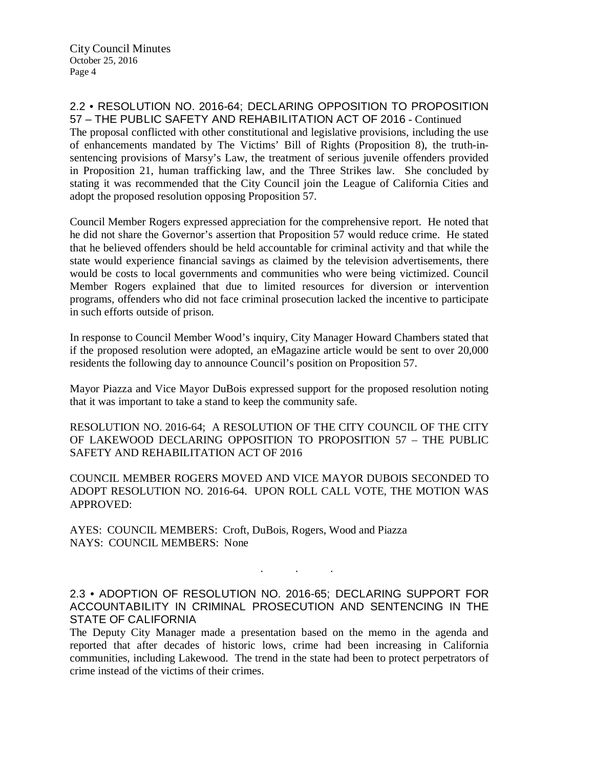## 2.2 • RESOLUTION NO. 2016-64; DECLARING OPPOSITION TO PROPOSITION 57 – THE PUBLIC SAFETY AND REHABILITATION ACT OF 2016 - Continued

The proposal conflicted with other constitutional and legislative provisions, including the use of enhancements mandated by The Victims' Bill of Rights (Proposition 8), the truth-in-sentencing provisions of Marsy's Law, the treatment of serious juvenile offenders provided in Proposition 21, human trafficking law, and the Three Strikes law. She concluded by stating it was recommended that the City Council join the League of California Cities and adopt the proposed resolution opposing Proposition 57.

Council Member Rogers expressed appreciation for the comprehensive report. He noted that he did not share the Governor's assertion that Proposition 57 would reduce crime. He stated that he believed offenders should be held accountable for criminal activity and that while the state would experience financial savings as claimed by the television advertisements, there would be costs to local governments and communities who were being victimized. Council Member Rogers explained that due to limited resources for diversion or intervention programs, offenders who did not face criminal prosecution lacked the incentive to participate in such efforts outside of prison.

In response to Council Member Wood's inquiry, City Manager Howard Chambers stated that if the proposed resolution were adopted, an eMagazine article would be sent to over 20,000 residents the following day to announce Council's position on Proposition 57.

Mayor Piazza and Vice Mayor DuBois expressed support for the proposed resolution noting that it was important to take a stand to keep the community safe.

RESOLUTION NO. 2016-64; A RESOLUTION OF THE CITY COUNCIL OF THE CITY OF LAKEWOOD DECLARING OPPOSITION TO PROPOSITION 57 – THE PUBLIC SAFETY AND REHABILITATION ACT OF 2016

COUNCIL MEMBER ROGERS MOVED AND VICE MAYOR DUBOIS SECONDED TO ADOPT RESOLUTION NO. 2016-64. UPON ROLL CALL VOTE, THE MOTION WAS APPROVED:

AYES: COUNCIL MEMBERS: Croft, DuBois, Rogers, Wood and Piazza
NAYS: COUNCIL MEMBERS: None

. . .

## 2.3 • ADOPTION OF RESOLUTION NO. 2016-65; DECLARING SUPPORT FOR ACCOUNTABILITY IN CRIMINAL PROSECUTION AND SENTENCING IN THE STATE OF CALIFORNIA

The Deputy City Manager made a presentation based on the memo in the agenda and reported that after decades of historic lows, crime had been increasing in California communities, including Lakewood. The trend in the state had been to protect perpetrators of crime instead of the victims of their crimes.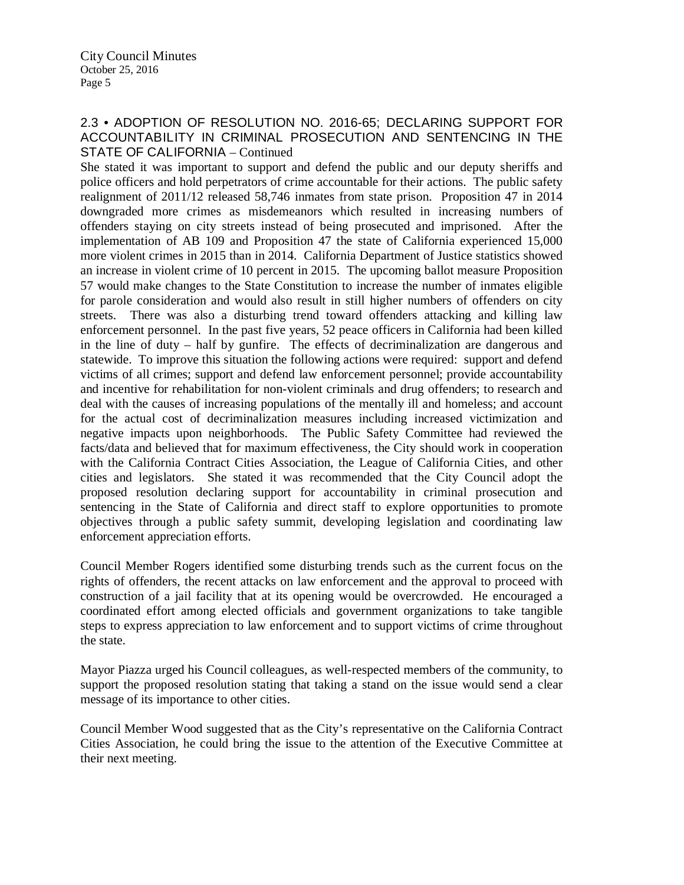## 2.3 • ADOPTION OF RESOLUTION NO. 2016-65; DECLARING SUPPORT FOR ACCOUNTABILITY IN CRIMINAL PROSECUTION AND SENTENCING IN THE STATE OF CALIFORNIA – Continued

She stated it was important to support and defend the public and our deputy sheriffs and police officers and hold perpetrators of crime accountable for their actions. The public safety realignment of 2011/12 released 58,746 inmates from state prison. Proposition 47 in 2014 downgraded more crimes as misdemeanors which resulted in increasing numbers of offenders staying on city streets instead of being prosecuted and imprisoned. After the implementation of AB 109 and Proposition 47 the state of California experienced 15,000 more violent crimes in 2015 than in 2014. California Department of Justice statistics showed an increase in violent crime of 10 percent in 2015. The upcoming ballot measure Proposition 57 would make changes to the State Constitution to increase the number of inmates eligible for parole consideration and would also result in still higher numbers of offenders on city streets. There was also a disturbing trend toward offenders attacking and killing law enforcement personnel. In the past five years, 52 peace officers in California had been killed in the line of duty – half by gunfire. The effects of decriminalization are dangerous and statewide. To improve this situation the following actions were required: support and defend victims of all crimes; support and defend law enforcement personnel; provide accountability and incentive for rehabilitation for non-violent criminals and drug offenders; to research and deal with the causes of increasing populations of the mentally ill and homeless; and account for the actual cost of decriminalization measures including increased victimization and negative impacts upon neighborhoods. The Public Safety Committee had reviewed the facts/data and believed that for maximum effectiveness, the City should work in cooperation with the California Contract Cities Association, the League of California Cities, and other cities and legislators. She stated it was recommended that the City Council adopt the proposed resolution declaring support for accountability in criminal prosecution and sentencing in the State of California and direct staff to explore opportunities to promote objectives through a public safety summit, developing legislation and coordinating law enforcement appreciation efforts.

Council Member Rogers identified some disturbing trends such as the current focus on the rights of offenders, the recent attacks on law enforcement and the approval to proceed with construction of a jail facility that at its opening would be overcrowded. He encouraged a coordinated effort among elected officials and government organizations to take tangible steps to express appreciation to law enforcement and to support victims of crime throughout the state.

Mayor Piazza urged his Council colleagues, as well-respected members of the community, to support the proposed resolution stating that taking a stand on the issue would send a clear message of its importance to other cities.

Council Member Wood suggested that as the City's representative on the California Contract Cities Association, he could bring the issue to the attention of the Executive Committee at their next meeting.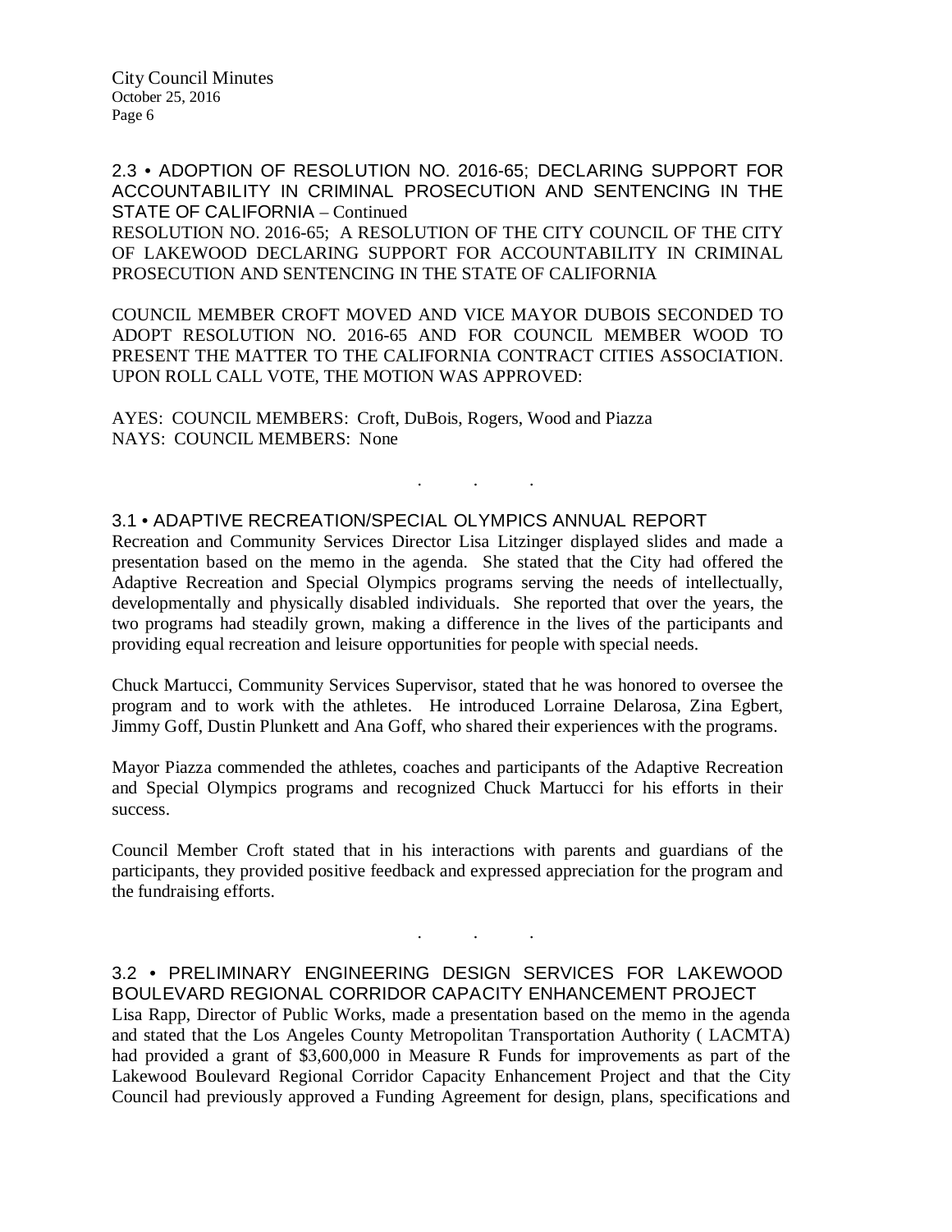## 2.3 • ADOPTION OF RESOLUTION NO. 2016-65; DECLARING SUPPORT FOR ACCOUNTABILITY IN CRIMINAL PROSECUTION AND SENTENCING IN THE STATE OF CALIFORNIA – Continued

RESOLUTION NO. 2016-65; A RESOLUTION OF THE CITY COUNCIL OF THE CITY OF LAKEWOOD DECLARING SUPPORT FOR ACCOUNTABILITY IN CRIMINAL PROSECUTION AND SENTENCING IN THE STATE OF CALIFORNIA

COUNCIL MEMBER CROFT MOVED AND VICE MAYOR DUBOIS SECONDED TO ADOPT RESOLUTION NO. 2016-65 AND FOR COUNCIL MEMBER WOOD TO PRESENT THE MATTER TO THE CALIFORNIA CONTRACT CITIES ASSOCIATION. UPON ROLL CALL VOTE, THE MOTION WAS APPROVED:

AYES: COUNCIL MEMBERS: Croft, DuBois, Rogers, Wood and Piazza
NAYS: COUNCIL MEMBERS: None

. . .

## 3.1 • ADAPTIVE RECREATION/SPECIAL OLYMPICS ANNUAL REPORT

Recreation and Community Services Director Lisa Litzinger displayed slides and made a presentation based on the memo in the agenda. She stated that the City had offered the Adaptive Recreation and Special Olympics programs serving the needs of intellectually, developmentally and physically disabled individuals. She reported that over the years, the two programs had steadily grown, making a difference in the lives of the participants and providing equal recreation and leisure opportunities for people with special needs.

Chuck Martucci, Community Services Supervisor, stated that he was honored to oversee the program and to work with the athletes. He introduced Lorraine Delarosa, Zina Egbert, Jimmy Goff, Dustin Plunkett and Ana Goff, who shared their experiences with the programs.

Mayor Piazza commended the athletes, coaches and participants of the Adaptive Recreation and Special Olympics programs and recognized Chuck Martucci for his efforts in their success.

Council Member Croft stated that in his interactions with parents and guardians of the participants, they provided positive feedback and expressed appreciation for the program and the fundraising efforts.

. . .

## 3.2 • PRELIMINARY ENGINEERING DESIGN SERVICES FOR LAKEWOOD BOULEVARD REGIONAL CORRIDOR CAPACITY ENHANCEMENT PROJECT

Lisa Rapp, Director of Public Works, made a presentation based on the memo in the agenda and stated that the Los Angeles County Metropolitan Transportation Authority ( LACMTA) had provided a grant of $3,600,000 in Measure R Funds for improvements as part of the Lakewood Boulevard Regional Corridor Capacity Enhancement Project and that the City Council had previously approved a Funding Agreement for design, plans, specifications and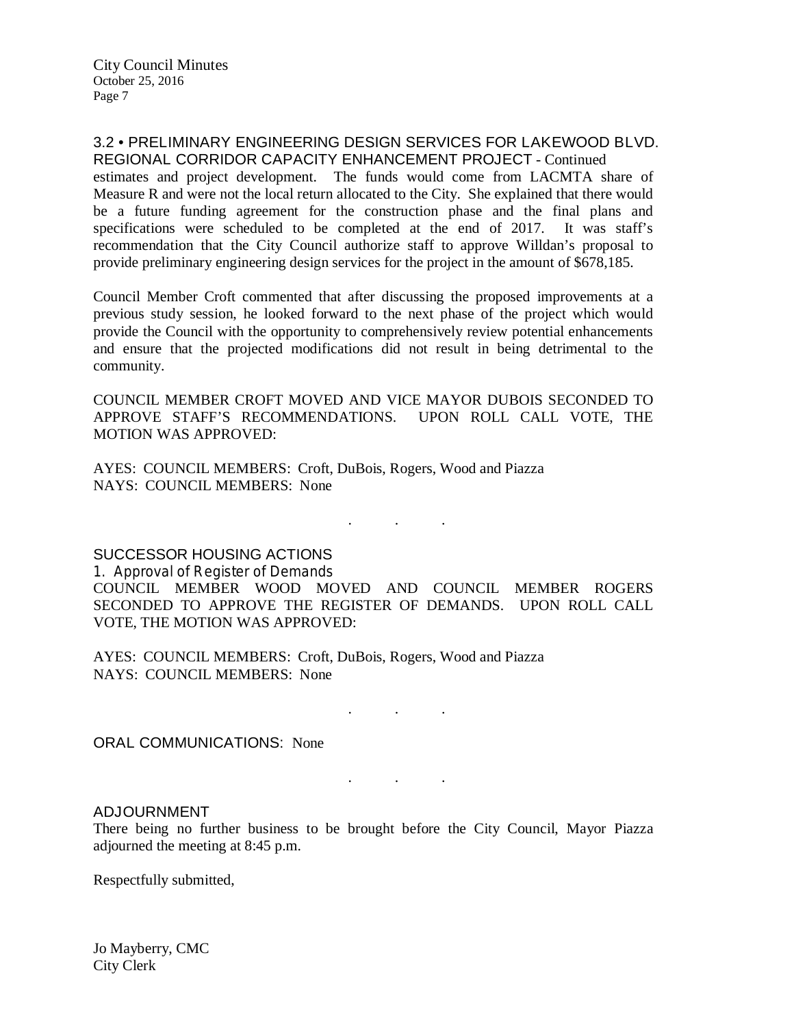3.2 • PRELIMINARY ENGINEERING DESIGN SERVICES FOR LAKEWOOD BLVD. REGIONAL CORRIDOR CAPACITY ENHANCEMENT PROJECT - Continued

estimates and project development. The funds would come from LACMTA share of Measure R and were not the local return allocated to the City. She explained that there would be a future funding agreement for the construction phase and the final plans and specifications were scheduled to be completed at the end of 2017. It was staff's recommendation that the City Council authorize staff to approve Willdan's proposal to provide preliminary engineering design services for the project in the amount of $678,185.

Council Member Croft commented that after discussing the proposed improvements at a previous study session, he looked forward to the next phase of the project which would provide the Council with the opportunity to comprehensively review potential enhancements and ensure that the projected modifications did not result in being detrimental to the community.

COUNCIL MEMBER CROFT MOVED AND VICE MAYOR DUBOIS SECONDED TO APPROVE STAFF'S RECOMMENDATIONS. UPON ROLL CALL VOTE, THE MOTION WAS APPROVED:

AYES: COUNCIL MEMBERS: Croft, DuBois, Rogers, Wood and Piazza
NAYS: COUNCIL MEMBERS: None

. . .

SUCCESSOR HOUSING ACTIONS

1. Approval of Register of Demands

COUNCIL MEMBER WOOD MOVED AND COUNCIL MEMBER ROGERS SECONDED TO APPROVE THE REGISTER OF DEMANDS. UPON ROLL CALL VOTE, THE MOTION WAS APPROVED:

AYES: COUNCIL MEMBERS: Croft, DuBois, Rogers, Wood and Piazza
NAYS: COUNCIL MEMBERS: None

. . .

ORAL COMMUNICATIONS: None

. . .

ADJOURNMENT

There being no further business to be brought before the City Council, Mayor Piazza adjourned the meeting at 8:45 p.m.

Respectfully submitted,

Jo Mayberry, CMC
City Clerk